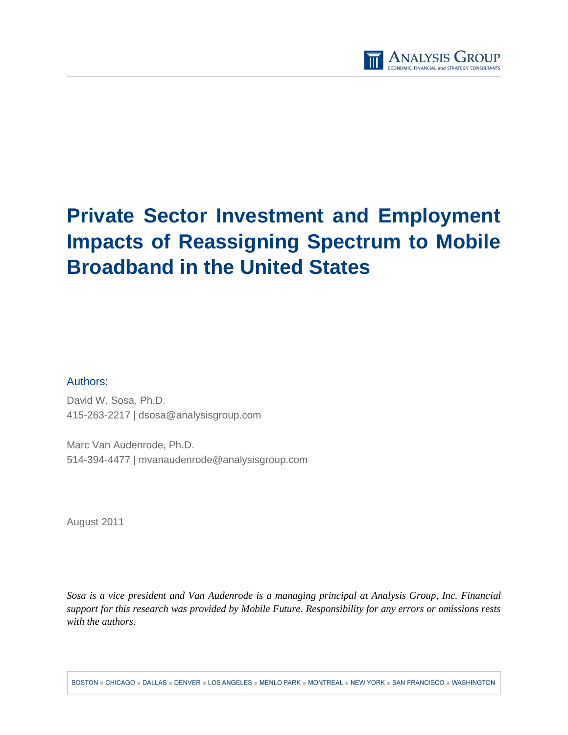# Private Sector Investment and Employment Impacts of Reassigning Spectrum to Mobile Broadband in the United States

Authors:

David W. Sosa, Ph.D.
415-263-2217 | dsosa@analysisgroup.com

Marc Van Audenrode, Ph.D.
514-394-4477 | mvanaudenrode@analysisgroup.com

August 2011

*Sosa is a vice president and Van Audenrode is a managing principal at Analysis Group, Inc. Financial support for this research was provided by Mobile Future. Responsibility for any errors or omissions rests with the authors.*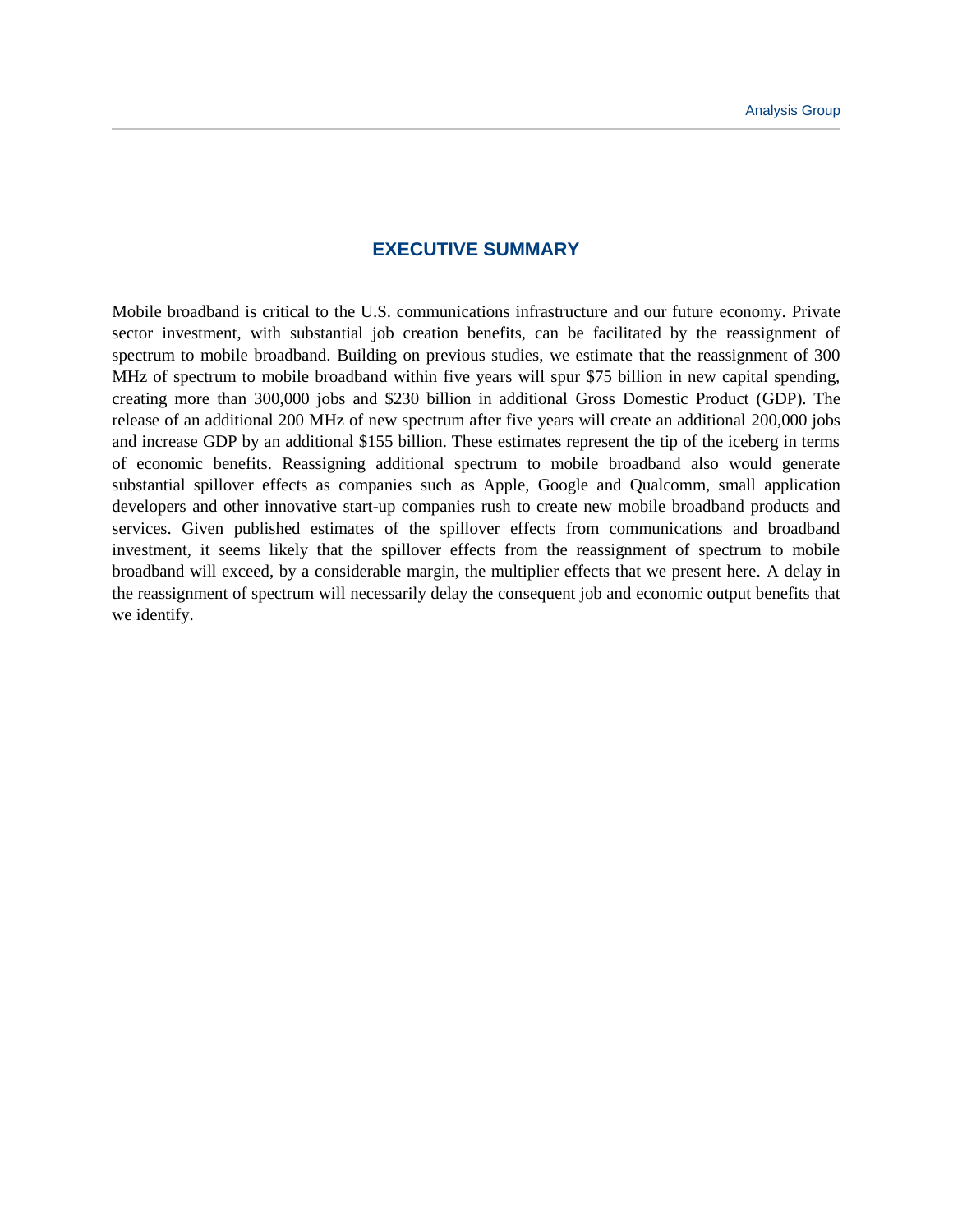## EXECUTIVE SUMMARY

Mobile broadband is critical to the U.S. communications infrastructure and our future economy. Private sector investment, with substantial job creation benefits, can be facilitated by the reassignment of spectrum to mobile broadband. Building on previous studies, we estimate that the reassignment of 300 MHz of spectrum to mobile broadband within five years will spur $75 billion in new capital spending, creating more than 300,000 jobs and $230 billion in additional Gross Domestic Product (GDP). The release of an additional 200 MHz of new spectrum after five years will create an additional 200,000 jobs and increase GDP by an additional $155 billion. These estimates represent the tip of the iceberg in terms of economic benefits. Reassigning additional spectrum to mobile broadband also would generate substantial spillover effects as companies such as Apple, Google and Qualcomm, small application developers and other innovative start-up companies rush to create new mobile broadband products and services. Given published estimates of the spillover effects from communications and broadband investment, it seems likely that the spillover effects from the reassignment of spectrum to mobile broadband will exceed, by a considerable margin, the multiplier effects that we present here. A delay in the reassignment of spectrum will necessarily delay the consequent job and economic output benefits that we identify.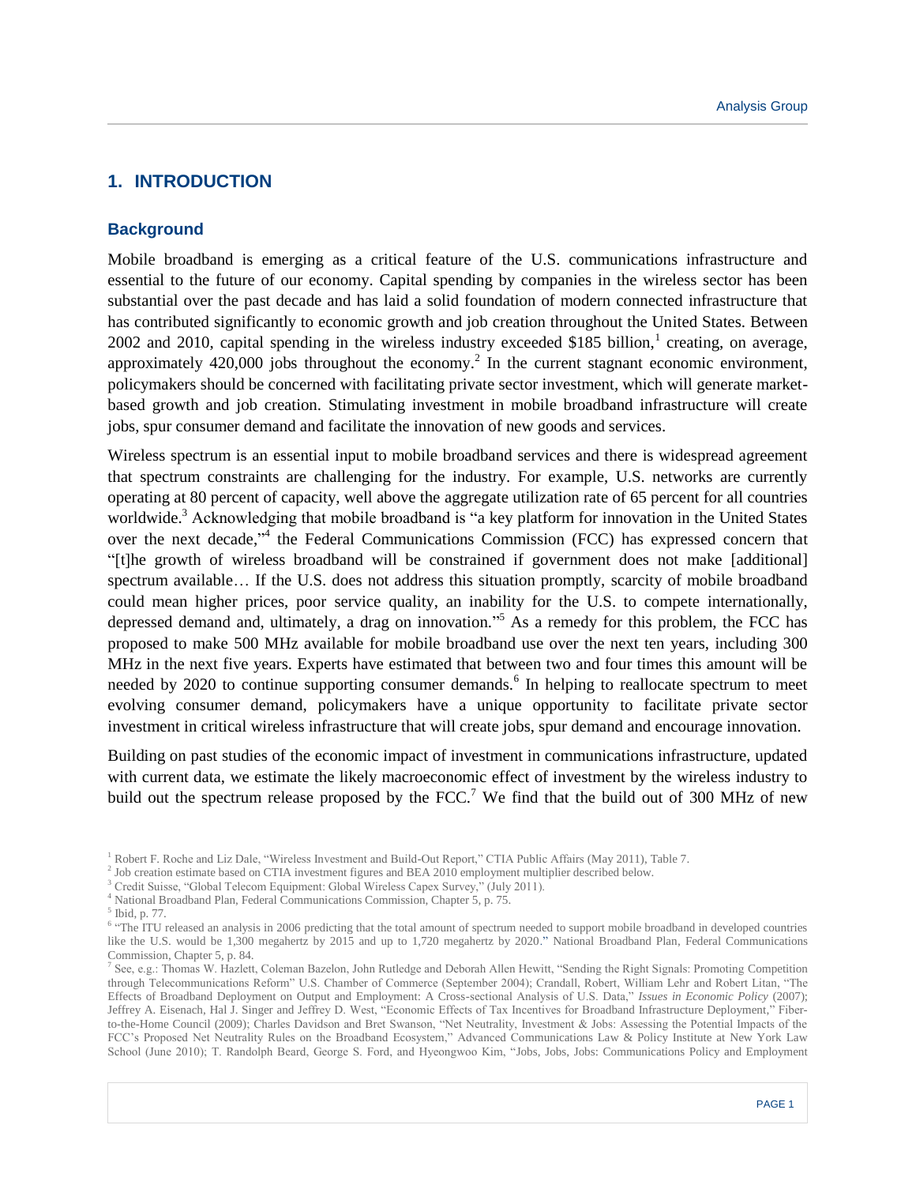## 1. INTRODUCTION

### Background

Mobile broadband is emerging as a critical feature of the U.S. communications infrastructure and essential to the future of our economy. Capital spending by companies in the wireless sector has been substantial over the past decade and has laid a solid foundation of modern connected infrastructure that has contributed significantly to economic growth and job creation throughout the United States. Between 2002 and 2010, capital spending in the wireless industry exceeded \$185 billion,[1] creating, on average, approximately 420,000 jobs throughout the economy.[2] In the current stagnant economic environment, policymakers should be concerned with facilitating private sector investment, which will generate market-based growth and job creation. Stimulating investment in mobile broadband infrastructure will create jobs, spur consumer demand and facilitate the innovation of new goods and services.

Wireless spectrum is an essential input to mobile broadband services and there is widespread agreement that spectrum constraints are challenging for the industry. For example, U.S. networks are currently operating at 80 percent of capacity, well above the aggregate utilization rate of 65 percent for all countries worldwide.[3] Acknowledging that mobile broadband is "a key platform for innovation in the United States over the next decade,"[4] the Federal Communications Commission (FCC) has expressed concern that "[t]he growth of wireless broadband will be constrained if government does not make [additional] spectrum available… If the U.S. does not address this situation promptly, scarcity of mobile broadband could mean higher prices, poor service quality, an inability for the U.S. to compete internationally, depressed demand and, ultimately, a drag on innovation."[5] As a remedy for this problem, the FCC has proposed to make 500 MHz available for mobile broadband use over the next ten years, including 300 MHz in the next five years. Experts have estimated that between two and four times this amount will be needed by 2020 to continue supporting consumer demands.[6] In helping to reallocate spectrum to meet evolving consumer demand, policymakers have a unique opportunity to facilitate private sector investment in critical wireless infrastructure that will create jobs, spur demand and encourage innovation.

Building on past studies of the economic impact of investment in communications infrastructure, updated with current data, we estimate the likely macroeconomic effect of investment by the wireless industry to build out the spectrum release proposed by the FCC.[7] We find that the build out of 300 MHz of new

---

[1] Robert F. Roche and Liz Dale, "Wireless Investment and Build-Out Report," CTIA Public Affairs (May 2011), Table 7.

[2] Job creation estimate based on CTIA investment figures and BEA 2010 employment multiplier described below.

[3] Credit Suisse, "Global Telecom Equipment: Global Wireless Capex Survey," (July 2011).

[4] National Broadband Plan, Federal Communications Commission, Chapter 5, p. 75.

[5] Ibid, p. 77.

[6] "The ITU released an analysis in 2006 predicting that the total amount of spectrum needed to support mobile broadband in developed countries like the U.S. would be 1,300 megahertz by 2015 and up to 1,720 megahertz by 2020." National Broadband Plan, Federal Communications Commission, Chapter 5, p. 84.

[7] See, e.g.: Thomas W. Hazlett, Coleman Bazelon, John Rutledge and Deborah Allen Hewitt, "Sending the Right Signals: Promoting Competition through Telecommunications Reform" U.S. Chamber of Commerce (September 2004); Crandall, Robert, William Lehr and Robert Litan, "The Effects of Broadband Deployment on Output and Employment: A Cross-sectional Analysis of U.S. Data," *Issues in Economic Policy* (2007); Jeffrey A. Eisenach, Hal J. Singer and Jeffrey D. West, "Economic Effects of Tax Incentives for Broadband Infrastructure Deployment," Fiber-to-the-Home Council (2009); Charles Davidson and Bret Swanson, "Net Neutrality, Investment & Jobs: Assessing the Potential Impacts of the FCC's Proposed Net Neutrality Rules on the Broadband Ecosystem," Advanced Communications Law & Policy Institute at New York Law School (June 2010); T. Randolph Beard, George S. Ford, and Hyeongwoo Kim, "Jobs, Jobs, Jobs: Communications Policy and Employment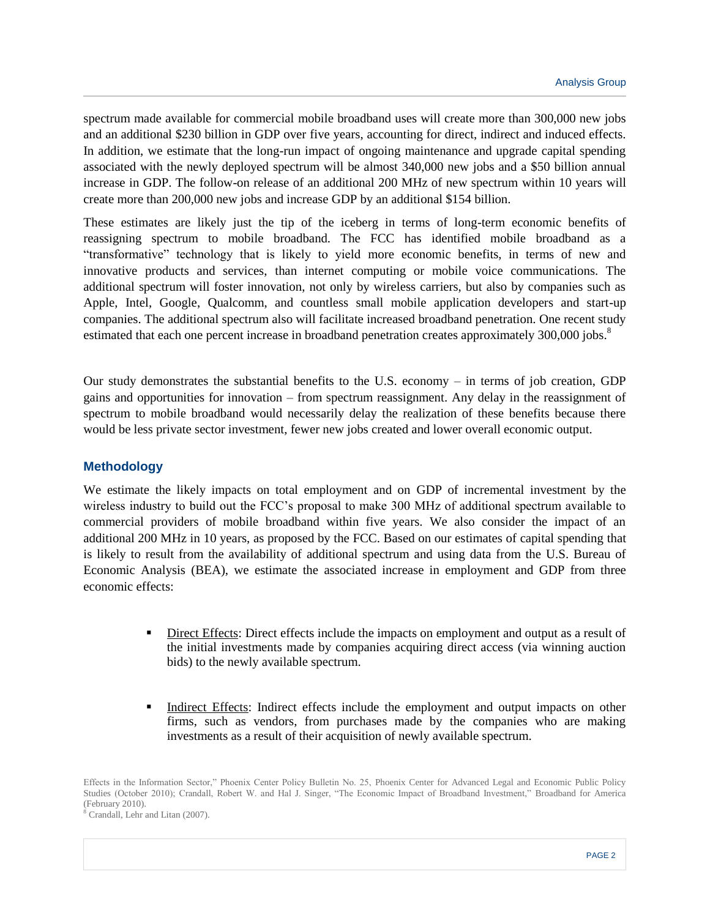spectrum made available for commercial mobile broadband uses will create more than 300,000 new jobs and an additional $230 billion in GDP over five years, accounting for direct, indirect and induced effects. In addition, we estimate that the long-run impact of ongoing maintenance and upgrade capital spending associated with the newly deployed spectrum will be almost 340,000 new jobs and a $50 billion annual increase in GDP. The follow-on release of an additional 200 MHz of new spectrum within 10 years will create more than 200,000 new jobs and increase GDP by an additional $154 billion.

These estimates are likely just the tip of the iceberg in terms of long-term economic benefits of reassigning spectrum to mobile broadband. The FCC has identified mobile broadband as a "transformative" technology that is likely to yield more economic benefits, in terms of new and innovative products and services, than internet computing or mobile voice communications. The additional spectrum will foster innovation, not only by wireless carriers, but also by companies such as Apple, Intel, Google, Qualcomm, and countless small mobile application developers and start-up companies. The additional spectrum also will facilitate increased broadband penetration. One recent study estimated that each one percent increase in broadband penetration creates approximately 300,000 jobs.[8]

Our study demonstrates the substantial benefits to the U.S. economy – in terms of job creation, GDP gains and opportunities for innovation – from spectrum reassignment. Any delay in the reassignment of spectrum to mobile broadband would necessarily delay the realization of these benefits because there would be less private sector investment, fewer new jobs created and lower overall economic output.

## Methodology

We estimate the likely impacts on total employment and on GDP of incremental investment by the wireless industry to build out the FCC's proposal to make 300 MHz of additional spectrum available to commercial providers of mobile broadband within five years. We also consider the impact of an additional 200 MHz in 10 years, as proposed by the FCC. Based on our estimates of capital spending that is likely to result from the availability of additional spectrum and using data from the U.S. Bureau of Economic Analysis (BEA), we estimate the associated increase in employment and GDP from three economic effects:

- Direct Effects: Direct effects include the impacts on employment and output as a result of the initial investments made by companies acquiring direct access (via winning auction bids) to the newly available spectrum.
- Indirect Effects: Indirect effects include the employment and output impacts on other firms, such as vendors, from purchases made by the companies who are making investments as a result of their acquisition of newly available spectrum.

Effects in the Information Sector," Phoenix Center Policy Bulletin No. 25, Phoenix Center for Advanced Legal and Economic Public Policy Studies (October 2010); Crandall, Robert W. and Hal J. Singer, "The Economic Impact of Broadband Investment," Broadband for America (February 2010).

[8] Crandall, Lehr and Litan (2007).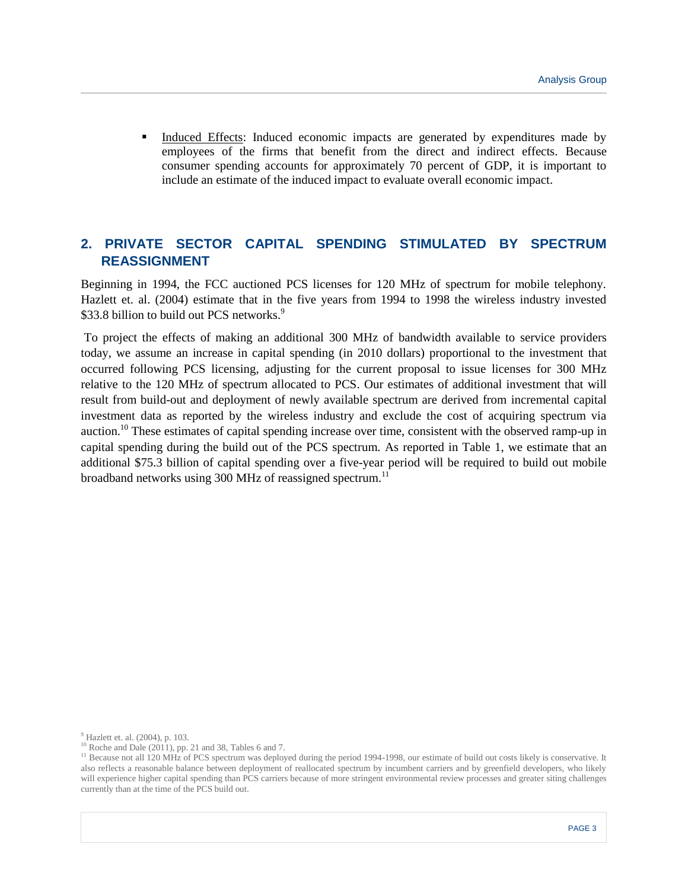- Induced Effects: Induced economic impacts are generated by expenditures made by employees of the firms that benefit from the direct and indirect effects. Because consumer spending accounts for approximately 70 percent of GDP, it is important to include an estimate of the induced impact to evaluate overall economic impact.

## 2. PRIVATE SECTOR CAPITAL SPENDING STIMULATED BY SPECTRUM REASSIGNMENT

Beginning in 1994, the FCC auctioned PCS licenses for 120 MHz of spectrum for mobile telephony. Hazlett et. al. (2004) estimate that in the five years from 1994 to 1998 the wireless industry invested $33.8 billion to build out PCS networks.[9]

To project the effects of making an additional 300 MHz of bandwidth available to service providers today, we assume an increase in capital spending (in 2010 dollars) proportional to the investment that occurred following PCS licensing, adjusting for the current proposal to issue licenses for 300 MHz relative to the 120 MHz of spectrum allocated to PCS. Our estimates of additional investment that will result from build-out and deployment of newly available spectrum are derived from incremental capital investment data as reported by the wireless industry and exclude the cost of acquiring spectrum via auction.[10] These estimates of capital spending increase over time, consistent with the observed ramp-up in capital spending during the build out of the PCS spectrum. As reported in Table 1, we estimate that an additional $75.3 billion of capital spending over a five-year period will be required to build out mobile broadband networks using 300 MHz of reassigned spectrum.[11]

[9] Hazlett et. al. (2004), p. 103.

[10] Roche and Dale (2011), pp. 21 and 38, Tables 6 and 7.

[11] Because not all 120 MHz of PCS spectrum was deployed during the period 1994-1998, our estimate of build out costs likely is conservative. It also reflects a reasonable balance between deployment of reallocated spectrum by incumbent carriers and by greenfield developers, who likely will experience higher capital spending than PCS carriers because of more stringent environmental review processes and greater siting challenges currently than at the time of the PCS build out.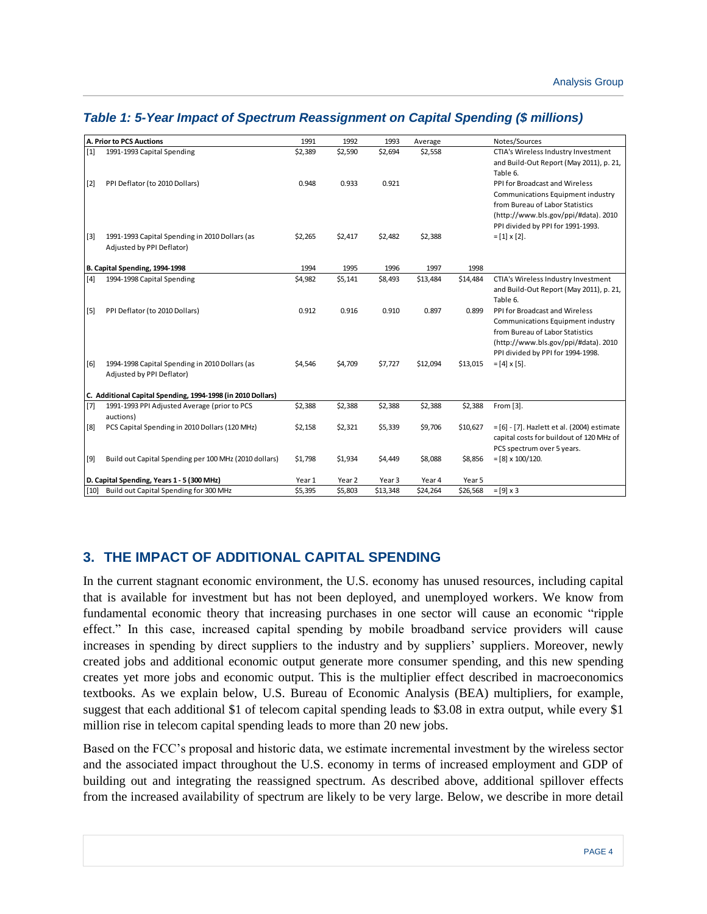### *Table 1: 5-Year Impact of Spectrum Reassignment on Capital Spending ($ millions)*

| | **A. Prior to PCS Auctions** | 1991 | 1992 | 1993 | Average | | Notes/Sources |
|---|---|---|---|---|---|---|---|
| [1] | 1991-1993 Capital Spending | $2,389 | $2,590 | $2,694 | $2,558 | | CTIA's Wireless Industry Investment and Build-Out Report (May 2011), p. 21, Table 6. |
| [2] | PPI Deflator (to 2010 Dollars) | 0.948 | 0.933 | 0.921 | | | PPI for Broadcast and Wireless Communications Equipment industry from Bureau of Labor Statistics (http://www.bls.gov/ppi/#data). 2010 PPI divided by PPI for 1991-1993. |
| [3] | 1991-1993 Capital Spending in 2010 Dollars (as Adjusted by PPI Deflator) | $2,265 | $2,417 | $2,482 | $2,388 | | = [1] x [2]. |
| | **B. Capital Spending, 1994-1998** | 1994 | 1995 | 1996 | 1997 | 1998 | |
| [4] | 1994-1998 Capital Spending | $4,982 | $5,141 | $8,493 | $13,484 | $14,484 | CTIA's Wireless Industry Investment and Build-Out Report (May 2011), p. 21, Table 6. |
| [5] | PPI Deflator (to 2010 Dollars) | 0.912 | 0.916 | 0.910 | 0.897 | 0.899 | PPI for Broadcast and Wireless Communications Equipment industry from Bureau of Labor Statistics (http://www.bls.gov/ppi/#data). 2010 PPI divided by PPI for 1994-1998. |
| [6] | 1994-1998 Capital Spending in 2010 Dollars (as Adjusted by PPI Deflator) | $4,546 | $4,709 | $7,727 | $12,094 | $13,015 | = [4] x [5]. |
| | **C. Additional Capital Spending, 1994-1998 (in 2010 Dollars)** | | | | | | |
| [7] | 1991-1993 PPI Adjusted Average (prior to PCS auctions) | $2,388 | $2,388 | $2,388 | $2,388 | $2,388 | From [3]. |
| [8] | PCS Capital Spending in 2010 Dollars (120 MHz) | $2,158 | $2,321 | $5,339 | $9,706 | $10,627 | = [6] - [7]. Hazlett et al. (2004) estimate capital costs for buildout of 120 MHz of PCS spectrum over 5 years. |
| [9] | Build out Capital Spending per 100 MHz (2010 dollars) | $1,798 | $1,934 | $4,449 | $8,088 | $8,856 | = [8] x 100/120. |
| | **D. Capital Spending, Years 1 - 5 (300 MHz)** | Year 1 | Year 2 | Year 3 | Year 4 | Year 5 | |
| [10] | Build out Capital Spending for 300 MHz | $5,395 | $5,803 | $13,348 | $24,264 | $26,568 | = [9] x 3 |

## 3. THE IMPACT OF ADDITIONAL CAPITAL SPENDING

In the current stagnant economic environment, the U.S. economy has unused resources, including capital that is available for investment but has not been deployed, and unemployed workers. We know from fundamental economic theory that increasing purchases in one sector will cause an economic "ripple effect." In this case, increased capital spending by mobile broadband service providers will cause increases in spending by direct suppliers to the industry and by suppliers' suppliers. Moreover, newly created jobs and additional economic output generate more consumer spending, and this new spending creates yet more jobs and economic output. This is the multiplier effect described in macroeconomics textbooks. As we explain below, U.S. Bureau of Economic Analysis (BEA) multipliers, for example, suggest that each additional $1 of telecom capital spending leads to $3.08 in extra output, while every $1 million rise in telecom capital spending leads to more than 20 new jobs.

Based on the FCC's proposal and historic data, we estimate incremental investment by the wireless sector and the associated impact throughout the U.S. economy in terms of increased employment and GDP of building out and integrating the reassigned spectrum. As described above, additional spillover effects from the increased availability of spectrum are likely to be very large. Below, we describe in more detail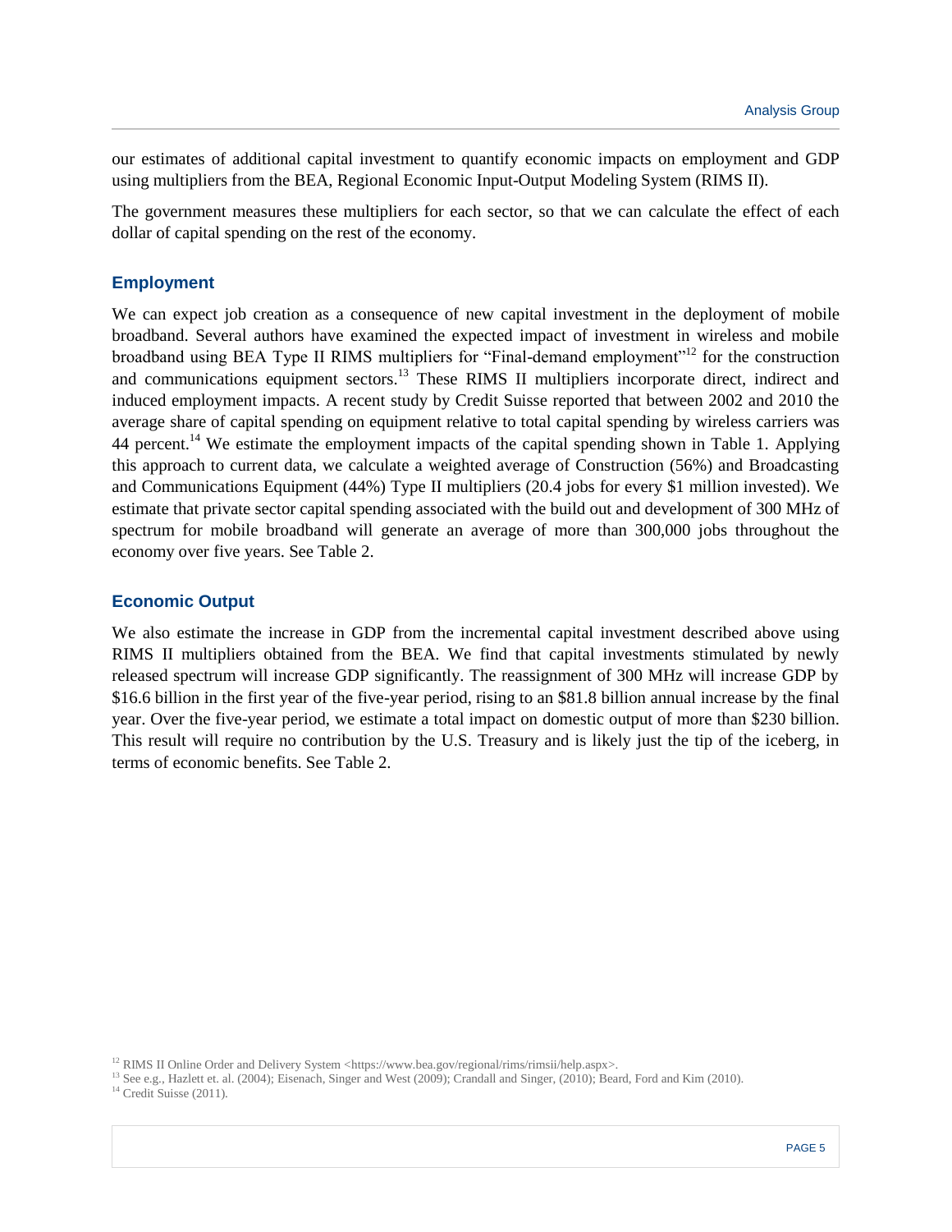our estimates of additional capital investment to quantify economic impacts on employment and GDP using multipliers from the BEA, Regional Economic Input-Output Modeling System (RIMS II).

The government measures these multipliers for each sector, so that we can calculate the effect of each dollar of capital spending on the rest of the economy.

### Employment

We can expect job creation as a consequence of new capital investment in the deployment of mobile broadband. Several authors have examined the expected impact of investment in wireless and mobile broadband using BEA Type II RIMS multipliers for "Final-demand employment"[12] for the construction and communications equipment sectors.[13] These RIMS II multipliers incorporate direct, indirect and induced employment impacts. A recent study by Credit Suisse reported that between 2002 and 2010 the average share of capital spending on equipment relative to total capital spending by wireless carriers was 44 percent.[14] We estimate the employment impacts of the capital spending shown in Table 1. Applying this approach to current data, we calculate a weighted average of Construction (56%) and Broadcasting and Communications Equipment (44%) Type II multipliers (20.4 jobs for every $1 million invested). We estimate that private sector capital spending associated with the build out and development of 300 MHz of spectrum for mobile broadband will generate an average of more than 300,000 jobs throughout the economy over five years. See Table 2.

### Economic Output

We also estimate the increase in GDP from the incremental capital investment described above using RIMS II multipliers obtained from the BEA. We find that capital investments stimulated by newly released spectrum will increase GDP significantly. The reassignment of 300 MHz will increase GDP by $16.6 billion in the first year of the five-year period, rising to an $81.8 billion annual increase by the final year. Over the five-year period, we estimate a total impact on domestic output of more than $230 billion. This result will require no contribution by the U.S. Treasury and is likely just the tip of the iceberg, in terms of economic benefits. See Table 2.

[12] RIMS II Online Order and Delivery System <https://www.bea.gov/regional/rims/rimsii/help.aspx>.

[13] See e.g., Hazlett et. al. (2004); Eisenach, Singer and West (2009); Crandall and Singer, (2010); Beard, Ford and Kim (2010).

[14] Credit Suisse (2011).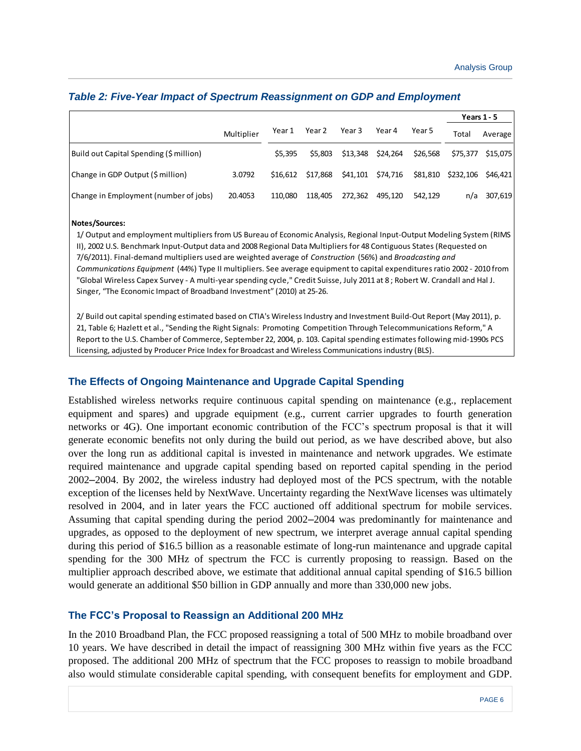### *Table 2: Five-Year Impact of Spectrum Reassignment on GDP and Employment*

| | Multiplier | Year 1 | Year 2 | Year 3 | Year 4 | Year 5 | Years 1 - 5 Total | Years 1 - 5 Average |
|---|---|---|---|---|---|---|---|---|
| Build out Capital Spending ($ million) | | $5,395 | $5,803 | $13,348 | $24,264 | $26,568 | $75,377 | $15,075 |
| Change in GDP Output ($ million) | 3.0792 | $16,612 | $17,868 | $41,101 | $74,716 | $81,810 | $232,106 | $46,421 |
| Change in Employment (number of jobs) | 20.4053 | 110,080 | 118,405 | 272,362 | 495,120 | 542,129 | n/a | 307,619 |

**Notes/Sources:**

1/ Output and employment multipliers from US Bureau of Economic Analysis, Regional Input-Output Modeling System (RIMS II), 2002 U.S. Benchmark Input-Output data and 2008 Regional Data Multipliers for 48 Contiguous States (Requested on 7/6/2011). Final-demand multipliers used are weighted average of *Construction* (56%) and *Broadcasting and Communications Equipment* (44%) Type II multipliers. See average equipment to capital expenditures ratio 2002 - 2010 from "Global Wireless Capex Survey - A multi-year spending cycle," Credit Suisse, July 2011 at 8 ; Robert W. Crandall and Hal J. Singer, "The Economic Impact of Broadband Investment" (2010) at 25-26.

2/ Build out capital spending estimated based on CTIA's Wireless Industry and Investment Build-Out Report (May 2011), p. 21, Table 6; Hazlett et al., "Sending the Right Signals: Promoting Competition Through Telecommunications Reform," A Report to the U.S. Chamber of Commerce, September 22, 2004, p. 103. Capital spending estimates following mid-1990s PCS licensing, adjusted by Producer Price Index for Broadcast and Wireless Communications industry (BLS).

### The Effects of Ongoing Maintenance and Upgrade Capital Spending

Established wireless networks require continuous capital spending on maintenance (e.g., replacement equipment and spares) and upgrade equipment (e.g., current carrier upgrades to fourth generation networks or 4G). One important economic contribution of the FCC's spectrum proposal is that it will generate economic benefits not only during the build out period, as we have described above, but also over the long run as additional capital is invested in maintenance and network upgrades. We estimate required maintenance and upgrade capital spending based on reported capital spending in the period 2002–2004. By 2002, the wireless industry had deployed most of the PCS spectrum, with the notable exception of the licenses held by NextWave. Uncertainty regarding the NextWave licenses was ultimately resolved in 2004, and in later years the FCC auctioned off additional spectrum for mobile services. Assuming that capital spending during the period 2002–2004 was predominantly for maintenance and upgrades, as opposed to the deployment of new spectrum, we interpret average annual capital spending during this period of $16.5 billion as a reasonable estimate of long-run maintenance and upgrade capital spending for the 300 MHz of spectrum the FCC is currently proposing to reassign. Based on the multiplier approach described above, we estimate that additional annual capital spending of $16.5 billion would generate an additional $50 billion in GDP annually and more than 330,000 new jobs.

### The FCC's Proposal to Reassign an Additional 200 MHz

In the 2010 Broadband Plan, the FCC proposed reassigning a total of 500 MHz to mobile broadband over 10 years. We have described in detail the impact of reassigning 300 MHz within five years as the FCC proposed. The additional 200 MHz of spectrum that the FCC proposes to reassign to mobile broadband also would stimulate considerable capital spending, with consequent benefits for employment and GDP.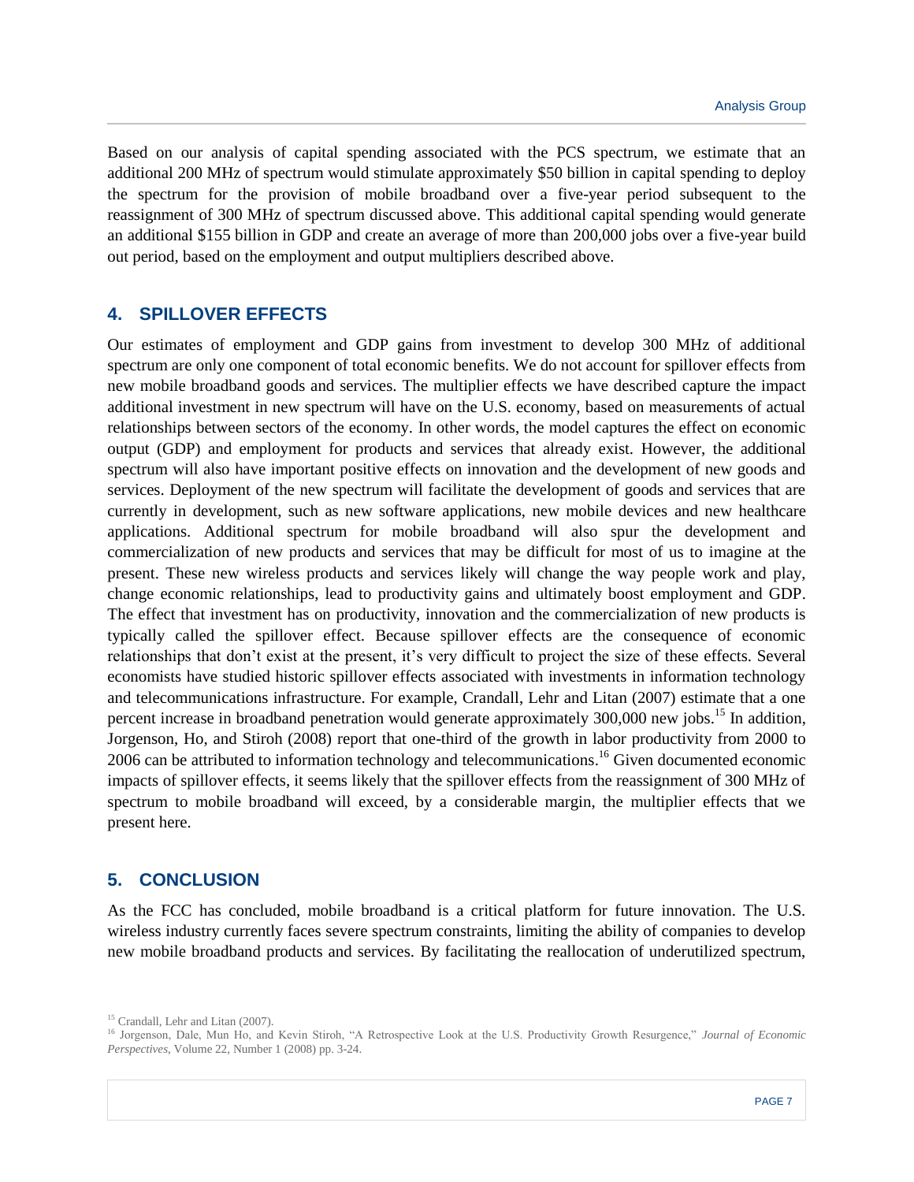Based on our analysis of capital spending associated with the PCS spectrum, we estimate that an additional 200 MHz of spectrum would stimulate approximately $50 billion in capital spending to deploy the spectrum for the provision of mobile broadband over a five-year period subsequent to the reassignment of 300 MHz of spectrum discussed above. This additional capital spending would generate an additional $155 billion in GDP and create an average of more than 200,000 jobs over a five-year build out period, based on the employment and output multipliers described above.

## 4. SPILLOVER EFFECTS

Our estimates of employment and GDP gains from investment to develop 300 MHz of additional spectrum are only one component of total economic benefits. We do not account for spillover effects from new mobile broadband goods and services. The multiplier effects we have described capture the impact additional investment in new spectrum will have on the U.S. economy, based on measurements of actual relationships between sectors of the economy. In other words, the model captures the effect on economic output (GDP) and employment for products and services that already exist. However, the additional spectrum will also have important positive effects on innovation and the development of new goods and services. Deployment of the new spectrum will facilitate the development of goods and services that are currently in development, such as new software applications, new mobile devices and new healthcare applications. Additional spectrum for mobile broadband will also spur the development and commercialization of new products and services that may be difficult for most of us to imagine at the present. These new wireless products and services likely will change the way people work and play, change economic relationships, lead to productivity gains and ultimately boost employment and GDP. The effect that investment has on productivity, innovation and the commercialization of new products is typically called the spillover effect. Because spillover effects are the consequence of economic relationships that don't exist at the present, it's very difficult to project the size of these effects. Several economists have studied historic spillover effects associated with investments in information technology and telecommunications infrastructure. For example, Crandall, Lehr and Litan (2007) estimate that a one percent increase in broadband penetration would generate approximately 300,000 new jobs.[15] In addition, Jorgenson, Ho, and Stiroh (2008) report that one-third of the growth in labor productivity from 2000 to 2006 can be attributed to information technology and telecommunications.[16] Given documented economic impacts of spillover effects, it seems likely that the spillover effects from the reassignment of 300 MHz of spectrum to mobile broadband will exceed, by a considerable margin, the multiplier effects that we present here.

## 5. CONCLUSION

As the FCC has concluded, mobile broadband is a critical platform for future innovation. The U.S. wireless industry currently faces severe spectrum constraints, limiting the ability of companies to develop new mobile broadband products and services. By facilitating the reallocation of underutilized spectrum,

[15] Crandall, Lehr and Litan (2007).

[16] Jorgenson, Dale, Mun Ho, and Kevin Stiroh, "A Retrospective Look at the U.S. Productivity Growth Resurgence," *Journal of Economic Perspectives*, Volume 22, Number 1 (2008) pp. 3-24.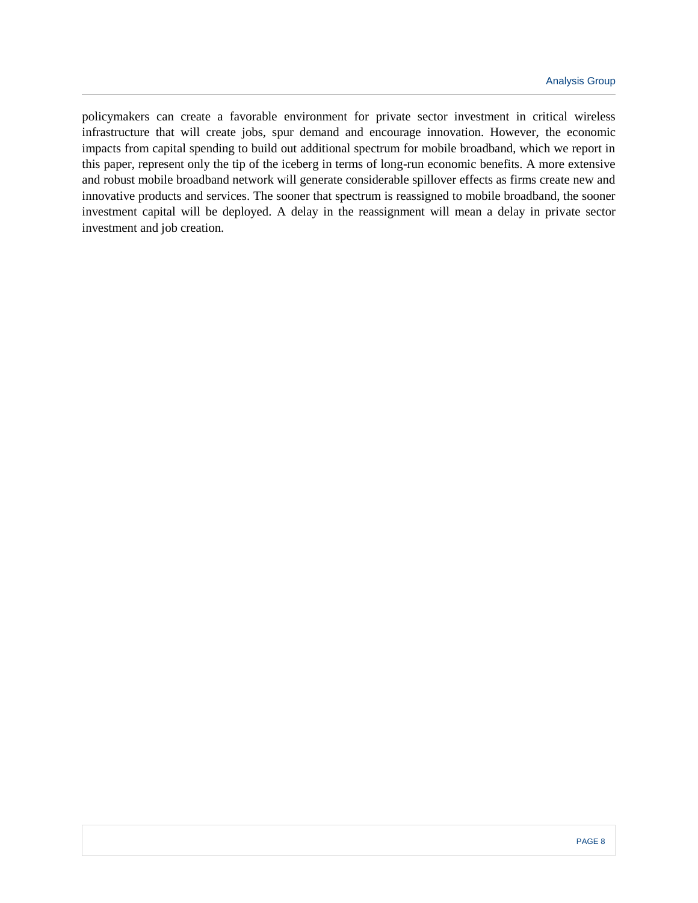policymakers can create a favorable environment for private sector investment in critical wireless infrastructure that will create jobs, spur demand and encourage innovation. However, the economic impacts from capital spending to build out additional spectrum for mobile broadband, which we report in this paper, represent only the tip of the iceberg in terms of long-run economic benefits. A more extensive and robust mobile broadband network will generate considerable spillover effects as firms create new and innovative products and services. The sooner that spectrum is reassigned to mobile broadband, the sooner investment capital will be deployed. A delay in the reassignment will mean a delay in private sector investment and job creation.